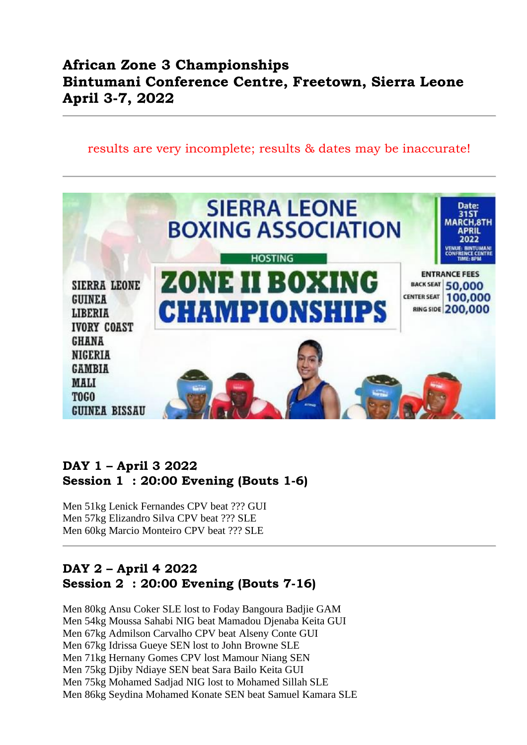# African Zone 3 Championships
# Bintumani Conference Centre, Freetown, Sierra Leone
# April 3-7, 2022

---

results are very incomplete; results & dates may be inaccurate!

---

## DAY 1 – April 3 2022
## Session 1 : 20:00 Evening (Bouts 1-6)

Men 51kg Lenick Fernandes CPV beat ??? GUI
Men 57kg Elizandro Silva CPV beat ??? SLE
Men 60kg Marcio Monteiro CPV beat ??? SLE

---

## DAY 2 – April 4 2022
## Session 2 : 20:00 Evening (Bouts 7-16)

Men 80kg Ansu Coker SLE lost to Foday Bangoura Badjie GAM
Men 54kg Moussa Sahabi NIG beat Mamadou Djenaba Keita GUI
Men 67kg Admilson Carvalho CPV beat Alseny Conte GUI
Men 67kg Idrissa Gueye SEN lost to John Browne SLE
Men 71kg Hernany Gomes CPV lost Mamour Niang SEN
Men 75kg Djiby Ndiaye SEN beat Sara Bailo Keita GUI
Men 75kg Mohamed Sadjad NIG lost to Mohamed Sillah SLE
Men 86kg Seydina Mohamed Konate SEN beat Samuel Kamara SLE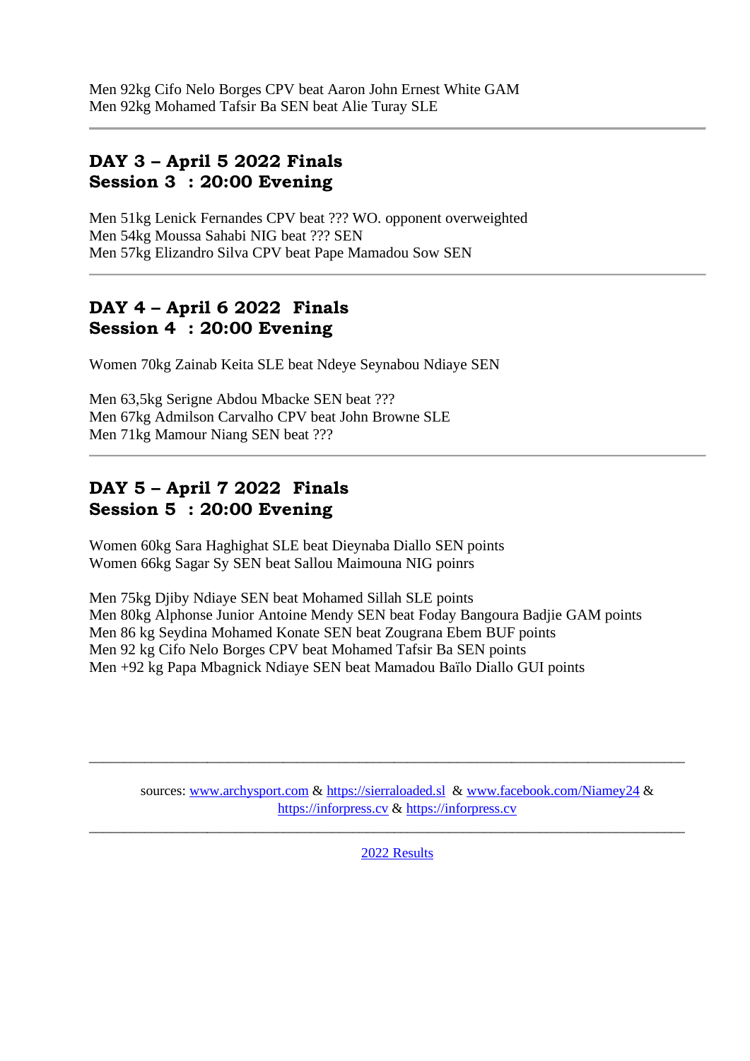Men 92kg Cifo Nelo Borges CPV beat Aaron John Ernest White GAM
Men 92kg Mohamed Tafsir Ba SEN beat Alie Turay SLE

---

## DAY 3 – April 5 2022 Finals
## Session 3 : 20:00 Evening

Men 51kg Lenick Fernandes CPV beat ??? WO. opponent overweighted
Men 54kg Moussa Sahabi NIG beat ??? SEN
Men 57kg Elizandro Silva CPV beat Pape Mamadou Sow SEN

---

## DAY 4 – April 6 2022 Finals
## Session 4 : 20:00 Evening

Women 70kg Zainab Keita SLE beat Ndeye Seynabou Ndiaye SEN

Men 63,5kg Serigne Abdou Mbacke SEN beat ???
Men 67kg Admilson Carvalho CPV beat John Browne SLE
Men 71kg Mamour Niang SEN beat ???

---

## DAY 5 – April 7 2022 Finals
## Session 5 : 20:00 Evening

Women 60kg Sara Haghighat SLE beat Dieynaba Diallo SEN points
Women 66kg Sagar Sy SEN beat Sallou Maimouna NIG poinrs

Men 75kg Djiby Ndiaye SEN beat Mohamed Sillah SLE points
Men 80kg Alphonse Junior Antoine Mendy SEN beat Foday Bangoura Badjie GAM points
Men 86 kg Seydina Mohamed Konate SEN beat Zougrana Ebem BUF points
Men 92 kg Cifo Nelo Borges CPV beat Mohamed Tafsir Ba SEN points
Men +92 kg Papa Mbagnick Ndiaye SEN beat Mamadou Baïlo Diallo GUI points

---

sources: www.archysport.com & https://sierraloaded.sl & www.facebook.com/Niamey24 & https://inforpress.cv & https://inforpress.cv

---

2022 Results